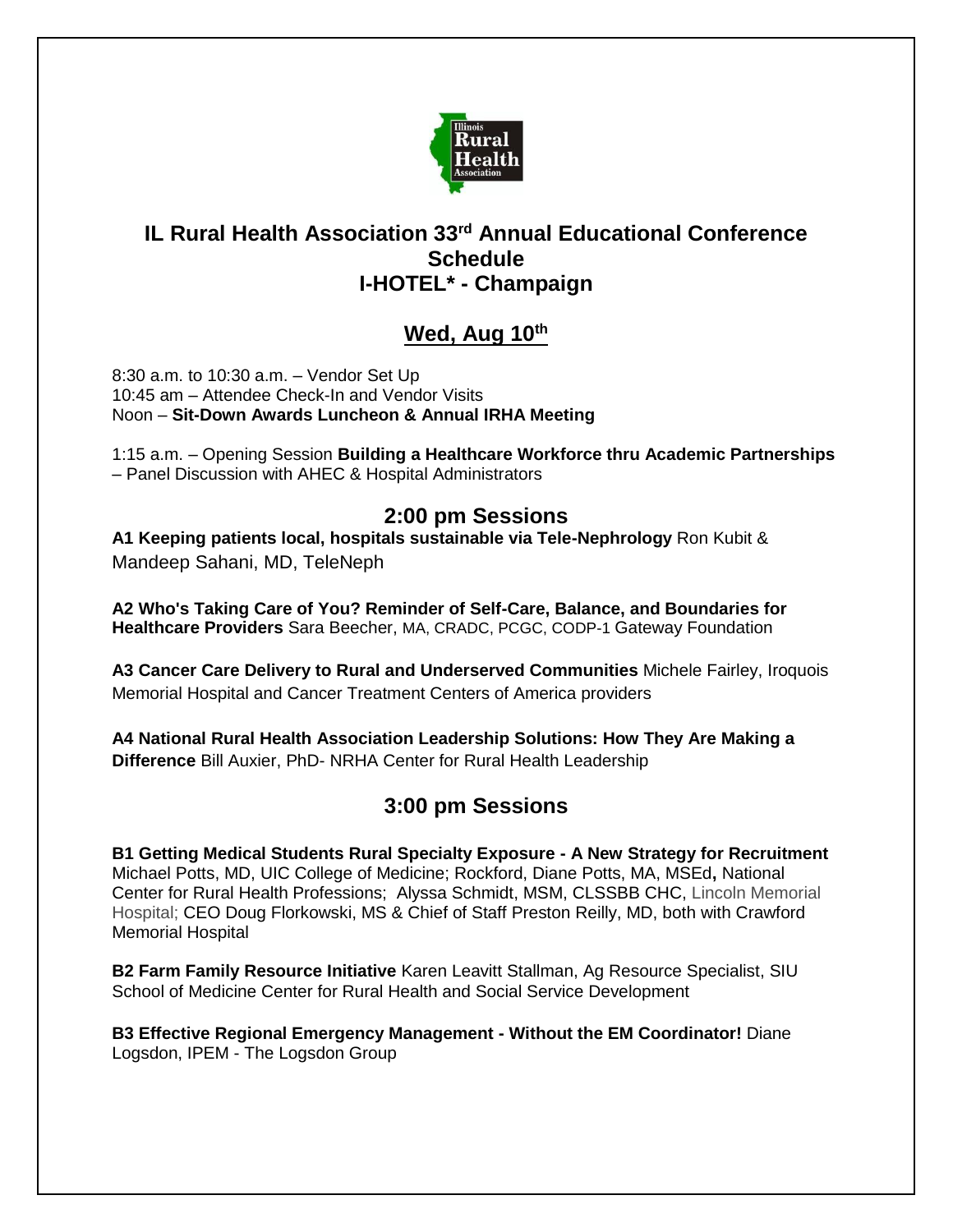# IL Rural Health Association 33rd Annual Educational Conference Schedule
# I-HOTEL* - Champaign

## Wed, Aug 10th

8:30 a.m. to 10:30 a.m. – Vendor Set Up
10:45 am – Attendee Check-In and Vendor Visits
Noon – **Sit-Down Awards Luncheon & Annual IRHA Meeting**

1:15 a.m. – Opening Session **Building a Healthcare Workforce thru Academic Partnerships** – Panel Discussion with AHEC & Hospital Administrators

## 2:00 pm Sessions

**A1 Keeping patients local, hospitals sustainable via Tele-Nephrology** Ron Kubit & Mandeep Sahani, MD, TeleNeph

**A2 Who's Taking Care of You? Reminder of Self-Care, Balance, and Boundaries for Healthcare Providers** Sara Beecher, MA, CRADC, PCGC, CODP-1 Gateway Foundation

**A3 Cancer Care Delivery to Rural and Underserved Communities** Michele Fairley, Iroquois Memorial Hospital and Cancer Treatment Centers of America providers

**A4 National Rural Health Association Leadership Solutions: How They Are Making a Difference** Bill Auxier, PhD- NRHA Center for Rural Health Leadership

## 3:00 pm Sessions

**B1 Getting Medical Students Rural Specialty Exposure - A New Strategy for Recruitment** Michael Potts, MD, UIC College of Medicine; Rockford, Diane Potts, MA, MSEd**,** National Center for Rural Health Professions; Alyssa Schmidt, MSM, CLSSBB CHC, Lincoln Memorial Hospital; CEO Doug Florkowski, MS & Chief of Staff Preston Reilly, MD, both with Crawford Memorial Hospital

**B2 Farm Family Resource Initiative** Karen Leavitt Stallman, Ag Resource Specialist, SIU School of Medicine Center for Rural Health and Social Service Development

**B3 Effective Regional Emergency Management - Without the EM Coordinator!** Diane Logsdon, IPEM - The Logsdon Group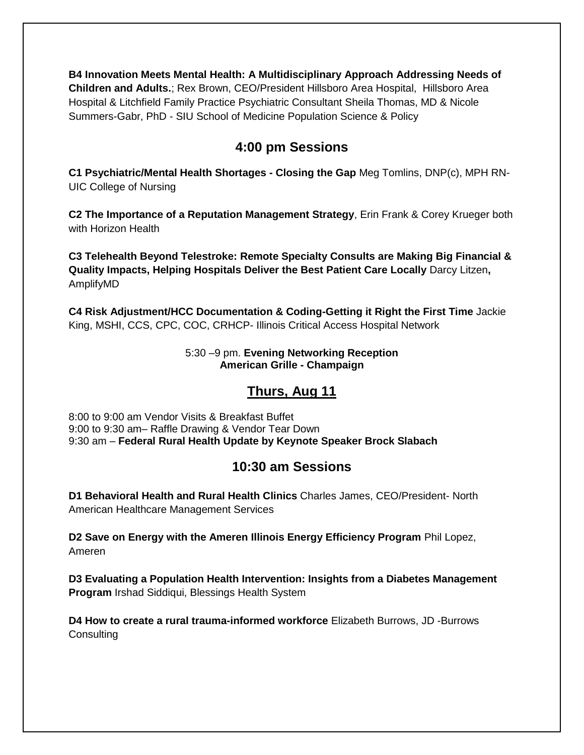**B4 Innovation Meets Mental Health: A Multidisciplinary Approach Addressing Needs of Children and Adults.**; Rex Brown, CEO/President Hillsboro Area Hospital, Hillsboro Area Hospital & Litchfield Family Practice Psychiatric Consultant Sheila Thomas, MD & Nicole Summers-Gabr, PhD - SIU School of Medicine Population Science & Policy

## 4:00 pm Sessions

**C1 Psychiatric/Mental Health Shortages - Closing the Gap** Meg Tomlins, DNP(c), MPH RN- UIC College of Nursing

**C2 The Importance of a Reputation Management Strategy**, Erin Frank & Corey Krueger both with Horizon Health

**C3 Telehealth Beyond Telestroke: Remote Specialty Consults are Making Big Financial & Quality Impacts, Helping Hospitals Deliver the Best Patient Care Locally** Darcy Litzen**,** AmplifyMD

**C4 Risk Adjustment/HCC Documentation & Coding-Getting it Right the First Time** Jackie King, MSHI, CCS, CPC, COC, CRHCP- Illinois Critical Access Hospital Network

5:30 –9 pm. **Evening Networking Reception**
**American Grille - Champaign**

## Thurs, Aug 11

8:00 to 9:00 am Vendor Visits & Breakfast Buffet
9:00 to 9:30 am– Raffle Drawing & Vendor Tear Down
9:30 am – **Federal Rural Health Update by Keynote Speaker Brock Slabach**

## 10:30 am Sessions

**D1 Behavioral Health and Rural Health Clinics** Charles James, CEO/President- North American Healthcare Management Services

**D2 Save on Energy with the Ameren Illinois Energy Efficiency Program** Phil Lopez, Ameren

**D3 Evaluating a Population Health Intervention: Insights from a Diabetes Management Program** Irshad Siddiqui, Blessings Health System

**D4 How to create a rural trauma-informed workforce** Elizabeth Burrows, JD -Burrows Consulting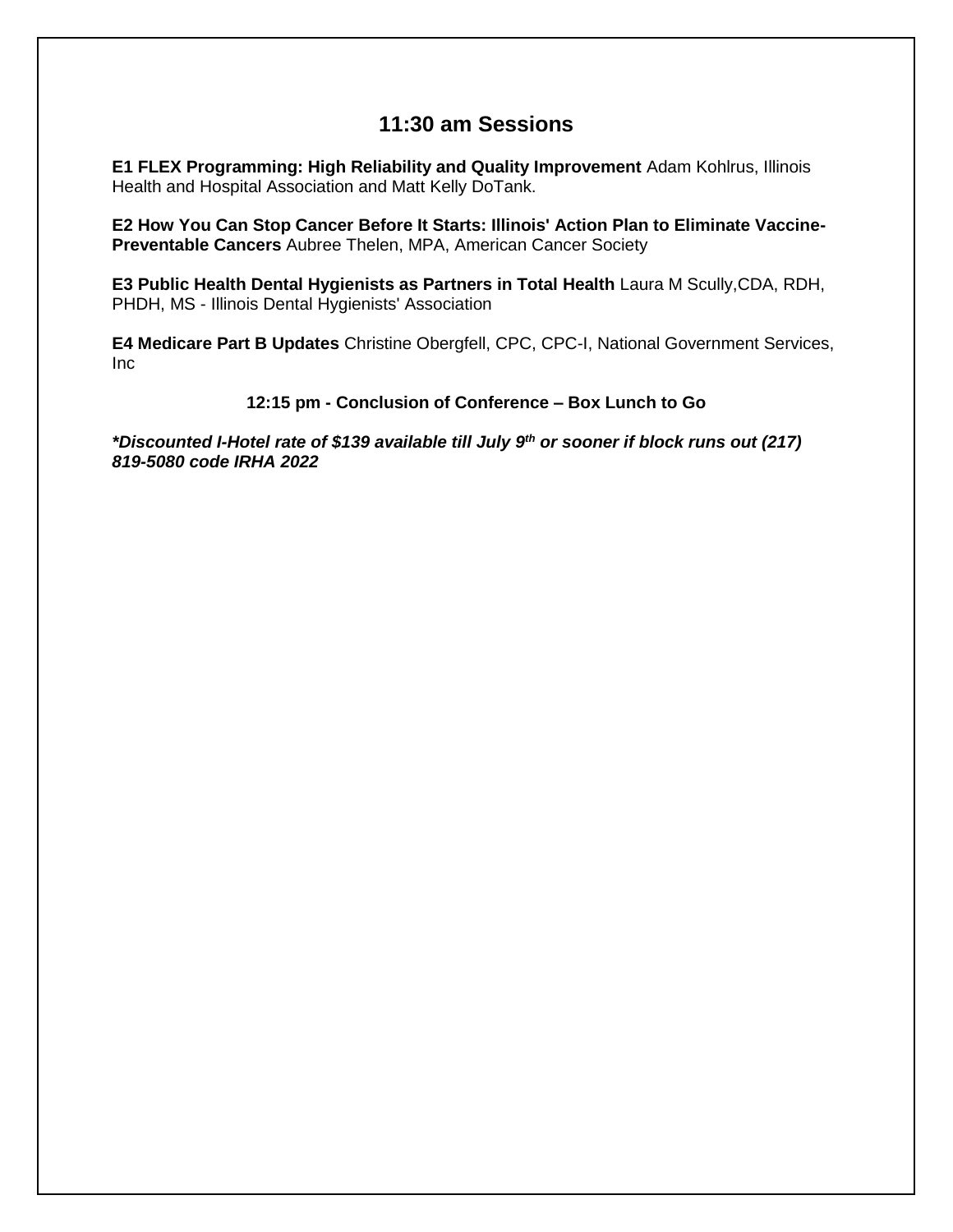## 11:30 am Sessions

**E1 FLEX Programming: High Reliability and Quality Improvement** Adam Kohlrus, Illinois Health and Hospital Association and Matt Kelly DoTank.

**E2 How You Can Stop Cancer Before It Starts: Illinois' Action Plan to Eliminate Vaccine-Preventable Cancers** Aubree Thelen, MPA, American Cancer Society

**E3 Public Health Dental Hygienists as Partners in Total Health** Laura M Scully,CDA, RDH, PHDH, MS - Illinois Dental Hygienists' Association

**E4 Medicare Part B Updates** Christine Obergfell, CPC, CPC-I, National Government Services, Inc

**12:15 pm - Conclusion of Conference – Box Lunch to Go**

***Discounted I-Hotel rate of $139 available till July 9th or sooner if block runs out (217) 819-5080 code IRHA 2022***